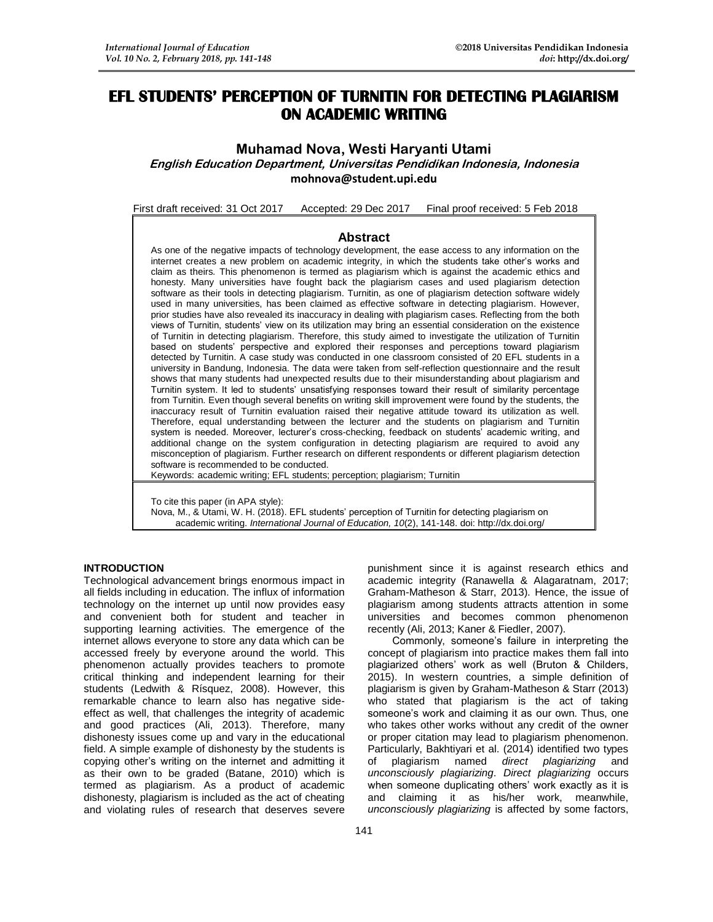# EFL STUDENTS' PERCEPTION OF TURNITIN FOR DETECTING PLAGIARISM ON ACADEMIC WRITING

**Muhamad Nova, Westi Haryanti Utami**

***English Education Department, Universitas Pendidikan Indonesia, Indonesia***

**mohnova@student.upi.edu**

First draft received: 31 Oct 2017 Accepted: 29 Dec 2017 Final proof received: 5 Feb 2018

## Abstract

As one of the negative impacts of technology development, the ease access to any information on the internet creates a new problem on academic integrity, in which the students take other's works and claim as theirs. This phenomenon is termed as plagiarism which is against the academic ethics and honesty. Many universities have fought back the plagiarism cases and used plagiarism detection software as their tools in detecting plagiarism. Turnitin, as one of plagiarism detection software widely used in many universities, has been claimed as effective software in detecting plagiarism. However, prior studies have also revealed its inaccuracy in dealing with plagiarism cases. Reflecting from the both views of Turnitin, students' view on its utilization may bring an essential consideration on the existence of Turnitin in detecting plagiarism. Therefore, this study aimed to investigate the utilization of Turnitin based on students' perspective and explored their responses and perceptions toward plagiarism detected by Turnitin. A case study was conducted in one classroom consisted of 20 EFL students in a university in Bandung, Indonesia. The data were taken from self-reflection questionnaire and the result shows that many students had unexpected results due to their misunderstanding about plagiarism and Turnitin system. It led to students' unsatisfying responses toward their result of similarity percentage from Turnitin. Even though several benefits on writing skill improvement were found by the students, the inaccuracy result of Turnitin evaluation raised their negative attitude toward its utilization as well. Therefore, equal understanding between the lecturer and the students on plagiarism and Turnitin system is needed. Moreover, lecturer's cross-checking, feedback on students' academic writing, and additional change on the system configuration in detecting plagiarism are required to avoid any misconception of plagiarism. Further research on different respondents or different plagiarism detection software is recommended to be conducted.

Keywords: academic writing; EFL students; perception; plagiarism; Turnitin

To cite this paper (in APA style):
Nova, M., & Utami, W. H. (2018). EFL students' perception of Turnitin for detecting plagiarism on academic writing. *International Journal of Education, 10*(2), 141-148. doi: http://dx.doi.org/

## INTRODUCTION

Technological advancement brings enormous impact in all fields including in education. The influx of information technology on the internet up until now provides easy and convenient both for student and teacher in supporting learning activities. The emergence of the internet allows everyone to store any data which can be accessed freely by everyone around the world. This phenomenon actually provides teachers to promote critical thinking and independent learning for their students (Ledwith & Rísquez, 2008). However, this remarkable chance to learn also has negative side-effect as well, that challenges the integrity of academic and good practices (Ali, 2013). Therefore, many dishonesty issues come up and vary in the educational field. A simple example of dishonesty by the students is copying other's writing on the internet and admitting it as their own to be graded (Batane, 2010) which is termed as plagiarism. As a product of academic dishonesty, plagiarism is included as the act of cheating and violating rules of research that deserves severe punishment since it is against research ethics and academic integrity (Ranawella & Alagaratnam, 2017; Graham-Matheson & Starr, 2013). Hence, the issue of plagiarism among students attracts attention in some universities and becomes common phenomenon recently (Ali, 2013; Kaner & Fiedler, 2007).

Commonly, someone's failure in interpreting the concept of plagiarism into practice makes them fall into plagiarized others' work as well (Bruton & Childers, 2015). In western countries, a simple definition of plagiarism is given by Graham-Matheson & Starr (2013) who stated that plagiarism is the act of taking someone's work and claiming it as our own. Thus, one who takes other works without any credit of the owner or proper citation may lead to plagiarism phenomenon. Particularly, Bakhtiyari et al. (2014) identified two types of plagiarism named *direct plagiarizing* and *unconsciously plagiarizing*. *Direct plagiarizing* occurs when someone duplicating others' work exactly as it is and claiming it as his/her work, meanwhile, *unconsciously plagiarizing* is affected by some factors,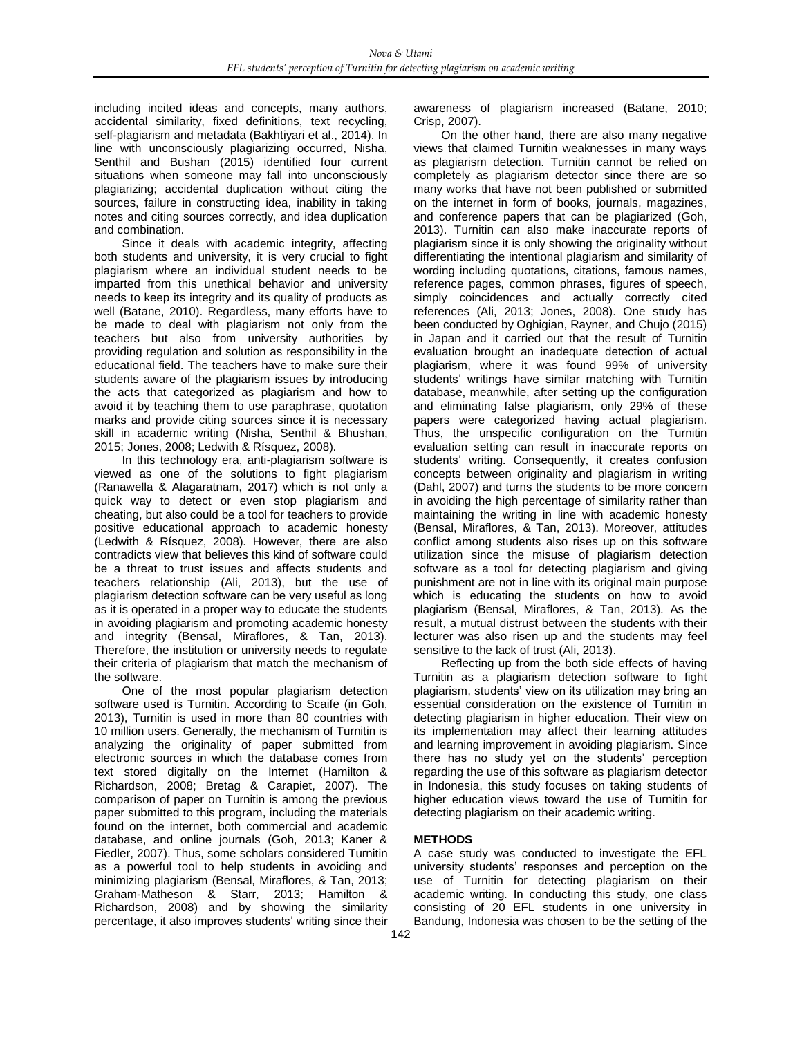including incited ideas and concepts, many authors, accidental similarity, fixed definitions, text recycling, self-plagiarism and metadata (Bakhtiyari et al., 2014). In line with unconsciously plagiarizing occurred, Nisha, Senthil and Bushan (2015) identified four current situations when someone may fall into unconsciously plagiarizing; accidental duplication without citing the sources, failure in constructing idea, inability in taking notes and citing sources correctly, and idea duplication and combination.

Since it deals with academic integrity, affecting both students and university, it is very crucial to fight plagiarism where an individual student needs to be imparted from this unethical behavior and university needs to keep its integrity and its quality of products as well (Batane, 2010). Regardless, many efforts have to be made to deal with plagiarism not only from the teachers but also from university authorities by providing regulation and solution as responsibility in the educational field. The teachers have to make sure their students aware of the plagiarism issues by introducing the acts that categorized as plagiarism and how to avoid it by teaching them to use paraphrase, quotation marks and provide citing sources since it is necessary skill in academic writing (Nisha, Senthil & Bhushan, 2015; Jones, 2008; Ledwith & Rísquez, 2008).

In this technology era, anti-plagiarism software is viewed as one of the solutions to fight plagiarism (Ranawella & Alagaratnam, 2017) which is not only a quick way to detect or even stop plagiarism and cheating, but also could be a tool for teachers to provide positive educational approach to academic honesty (Ledwith & Rísquez, 2008). However, there are also contradicts view that believes this kind of software could be a threat to trust issues and affects students and teachers relationship (Ali, 2013), but the use of plagiarism detection software can be very useful as long as it is operated in a proper way to educate the students in avoiding plagiarism and promoting academic honesty and integrity (Bensal, Miraflores, & Tan, 2013). Therefore, the institution or university needs to regulate their criteria of plagiarism that match the mechanism of the software.

One of the most popular plagiarism detection software used is Turnitin. According to Scaife (in Goh, 2013), Turnitin is used in more than 80 countries with 10 million users. Generally, the mechanism of Turnitin is analyzing the originality of paper submitted from electronic sources in which the database comes from text stored digitally on the Internet (Hamilton & Richardson, 2008; Bretag & Carapiet, 2007). The comparison of paper on Turnitin is among the previous paper submitted to this program, including the materials found on the internet, both commercial and academic database, and online journals (Goh, 2013; Kaner & Fiedler, 2007). Thus, some scholars considered Turnitin as a powerful tool to help students in avoiding and minimizing plagiarism (Bensal, Miraflores, & Tan, 2013; Graham-Matheson & Starr, 2013; Hamilton & Richardson, 2008) and by showing the similarity percentage, it also improves students' writing since their awareness of plagiarism increased (Batane, 2010; Crisp, 2007).

On the other hand, there are also many negative views that claimed Turnitin weaknesses in many ways as plagiarism detection. Turnitin cannot be relied on completely as plagiarism detector since there are so many works that have not been published or submitted on the internet in form of books, journals, magazines, and conference papers that can be plagiarized (Goh, 2013). Turnitin can also make inaccurate reports of plagiarism since it is only showing the originality without differentiating the intentional plagiarism and similarity of wording including quotations, citations, famous names, reference pages, common phrases, figures of speech, simply coincidences and actually correctly cited references (Ali, 2013; Jones, 2008). One study has been conducted by Oghigian, Rayner, and Chujo (2015) in Japan and it carried out that the result of Turnitin evaluation brought an inadequate detection of actual plagiarism, where it was found 99% of university students' writings have similar matching with Turnitin database, meanwhile, after setting up the configuration and eliminating false plagiarism, only 29% of these papers were categorized having actual plagiarism. Thus, the unspecific configuration on the Turnitin evaluation setting can result in inaccurate reports on students' writing. Consequently, it creates confusion concepts between originality and plagiarism in writing (Dahl, 2007) and turns the students to be more concern in avoiding the high percentage of similarity rather than maintaining the writing in line with academic honesty (Bensal, Miraflores, & Tan, 2013). Moreover, attitudes conflict among students also rises up on this software utilization since the misuse of plagiarism detection software as a tool for detecting plagiarism and giving punishment are not in line with its original main purpose which is educating the students on how to avoid plagiarism (Bensal, Miraflores, & Tan, 2013). As the result, a mutual distrust between the students with their lecturer was also risen up and the students may feel sensitive to the lack of trust (Ali, 2013).

Reflecting up from the both side effects of having Turnitin as a plagiarism detection software to fight plagiarism, students' view on its utilization may bring an essential consideration on the existence of Turnitin in detecting plagiarism in higher education. Their view on its implementation may affect their learning attitudes and learning improvement in avoiding plagiarism. Since there has no study yet on the students' perception regarding the use of this software as plagiarism detector in Indonesia, this study focuses on taking students of higher education views toward the use of Turnitin for detecting plagiarism on their academic writing.

## METHODS

A case study was conducted to investigate the EFL university students' responses and perception on the use of Turnitin for detecting plagiarism on their academic writing. In conducting this study, one class consisting of 20 EFL students in one university in Bandung, Indonesia was chosen to be the setting of the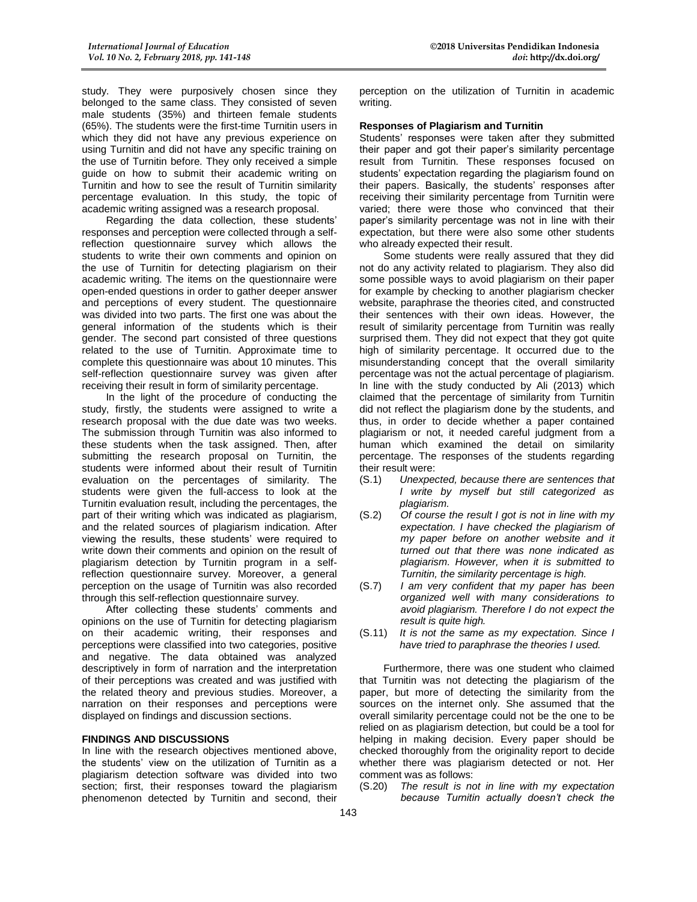study. They were purposively chosen since they belonged to the same class. They consisted of seven male students (35%) and thirteen female students (65%). The students were the first-time Turnitin users in which they did not have any previous experience on using Turnitin and did not have any specific training on the use of Turnitin before. They only received a simple guide on how to submit their academic writing on Turnitin and how to see the result of Turnitin similarity percentage evaluation. In this study, the topic of academic writing assigned was a research proposal.

Regarding the data collection, these students' responses and perception were collected through a self-reflection questionnaire survey which allows the students to write their own comments and opinion on the use of Turnitin for detecting plagiarism on their academic writing. The items on the questionnaire were open-ended questions in order to gather deeper answer and perceptions of every student. The questionnaire was divided into two parts. The first one was about the general information of the students which is their gender. The second part consisted of three questions related to the use of Turnitin. Approximate time to complete this questionnaire was about 10 minutes. This self-reflection questionnaire survey was given after receiving their result in form of similarity percentage.

In the light of the procedure of conducting the study, firstly, the students were assigned to write a research proposal with the due date was two weeks. The submission through Turnitin was also informed to these students when the task assigned. Then, after submitting the research proposal on Turnitin, the students were informed about their result of Turnitin evaluation on the percentages of similarity. The students were given the full-access to look at the Turnitin evaluation result, including the percentages, the part of their writing which was indicated as plagiarism, and the related sources of plagiarism indication. After viewing the results, these students' were required to write down their comments and opinion on the result of plagiarism detection by Turnitin program in a self-reflection questionnaire survey. Moreover, a general perception on the usage of Turnitin was also recorded through this self-reflection questionnaire survey.

After collecting these students' comments and opinions on the use of Turnitin for detecting plagiarism on their academic writing, their responses and perceptions were classified into two categories, positive and negative. The data obtained was analyzed descriptively in form of narration and the interpretation of their perceptions was created and was justified with the related theory and previous studies. Moreover, a narration on their responses and perceptions were displayed on findings and discussion sections.

## FINDINGS AND DISCUSSIONS

In line with the research objectives mentioned above, the students' view on the utilization of Turnitin as a plagiarism detection software was divided into two section; first, their responses toward the plagiarism phenomenon detected by Turnitin and second, their perception on the utilization of Turnitin in academic writing.

### Responses of Plagiarism and Turnitin

Students' responses were taken after they submitted their paper and got their paper's similarity percentage result from Turnitin. These responses focused on students' expectation regarding the plagiarism found on their papers. Basically, the students' responses after receiving their similarity percentage from Turnitin were varied; there were those who convinced that their paper's similarity percentage was not in line with their expectation, but there were also some other students who already expected their result.

Some students were really assured that they did not do any activity related to plagiarism. They also did some possible ways to avoid plagiarism on their paper for example by checking to another plagiarism checker website, paraphrase the theories cited, and constructed their sentences with their own ideas. However, the result of similarity percentage from Turnitin was really surprised them. They did not expect that they got quite high of similarity percentage. It occurred due to the misunderstanding concept that the overall similarity percentage was not the actual percentage of plagiarism. In line with the study conducted by Ali (2013) which claimed that the percentage of similarity from Turnitin did not reflect the plagiarism done by the students, and thus, in order to decide whether a paper contained plagiarism or not, it needed careful judgment from a human which examined the detail on similarity percentage. The responses of the students regarding their result were:

(S.1) *Unexpected, because there are sentences that I write by myself but still categorized as plagiarism.*

(S.2) *Of course the result I got is not in line with my expectation. I have checked the plagiarism of my paper before on another website and it turned out that there was none indicated as plagiarism. However, when it is submitted to Turnitin, the similarity percentage is high.*

(S.7) *I am very confident that my paper has been organized well with many considerations to avoid plagiarism. Therefore I do not expect the result is quite high.*

(S.11) *It is not the same as my expectation. Since I have tried to paraphrase the theories I used.*

Furthermore, there was one student who claimed that Turnitin was not detecting the plagiarism of the paper, but more of detecting the similarity from the sources on the internet only. She assumed that the overall similarity percentage could not be the one to be relied on as plagiarism detection, but could be a tool for helping in making decision. Every paper should be checked thoroughly from the originality report to decide whether there was plagiarism detected or not. Her comment was as follows:

(S.20) *The result is not in line with my expectation because Turnitin actually doesn't check the*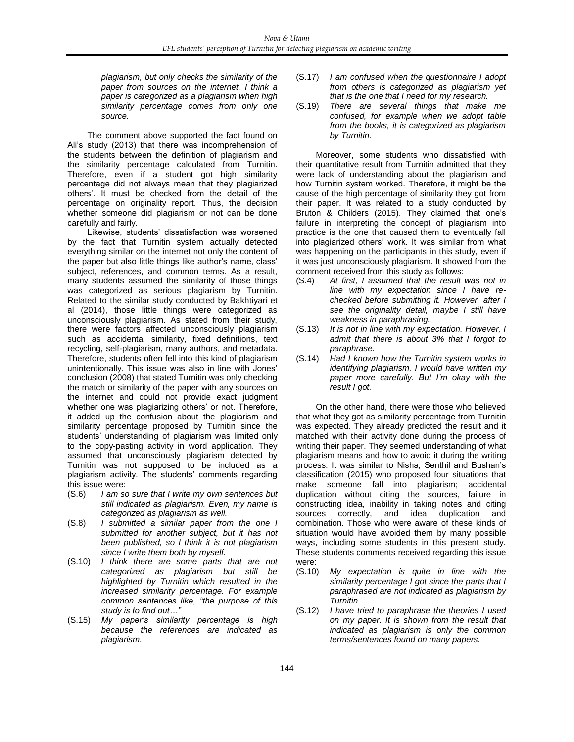*plagiarism, but only checks the similarity of the paper from sources on the internet. I think a paper is categorized as a plagiarism when high similarity percentage comes from only one source.*

The comment above supported the fact found on Ali's study (2013) that there was incomprehension of the students between the definition of plagiarism and the similarity percentage calculated from Turnitin. Therefore, even if a student got high similarity percentage did not always mean that they plagiarized others'. It must be checked from the detail of the percentage on originality report. Thus, the decision whether someone did plagiarism or not can be done carefully and fairly.

Likewise, students' dissatisfaction was worsened by the fact that Turnitin system actually detected everything similar on the internet not only the content of the paper but also little things like author's name, class' subject, references, and common terms. As a result, many students assumed the similarity of those things was categorized as serious plagiarism by Turnitin. Related to the similar study conducted by Bakhtiyari et al (2014), those little things were categorized as unconsciously plagiarism. As stated from their study, there were factors affected unconsciously plagiarism such as accidental similarity, fixed definitions, text recycling, self-plagiarism, many authors, and metadata. Therefore, students often fell into this kind of plagiarism unintentionally. This issue was also in line with Jones' conclusion (2008) that stated Turnitin was only checking the match or similarity of the paper with any sources on the internet and could not provide exact judgment whether one was plagiarizing others' or not. Therefore, it added up the confusion about the plagiarism and similarity percentage proposed by Turnitin since the students' understanding of plagiarism was limited only to the copy-pasting activity in word application. They assumed that unconsciously plagiarism detected by Turnitin was not supposed to be included as a plagiarism activity. The students' comments regarding this issue were:

(S.6) *I am so sure that I write my own sentences but still indicated as plagiarism. Even, my name is categorized as plagiarism as well.*

(S.8) *I submitted a similar paper from the one I submitted for another subject, but it has not been published, so I think it is not plagiarism since I write them both by myself.*

(S.10) *I think there are some parts that are not categorized as plagiarism but still be highlighted by Turnitin which resulted in the increased similarity percentage. For example common sentences like, "the purpose of this study is to find out…"*

(S.15) *My paper's similarity percentage is high because the references are indicated as plagiarism.*

(S.17) *I am confused when the questionnaire I adopt from others is categorized as plagiarism yet that is the one that I need for my research.*

(S.19) *There are several things that make me confused, for example when we adopt table from the books, it is categorized as plagiarism by Turnitin.*

Moreover, some students who dissatisfied with their quantitative result from Turnitin admitted that they were lack of understanding about the plagiarism and how Turnitin system worked. Therefore, it might be the cause of the high percentage of similarity they got from their paper. It was related to a study conducted by Bruton & Childers (2015). They claimed that one's failure in interpreting the concept of plagiarism into practice is the one that caused them to eventually fall into plagiarized others' work. It was similar from what was happening on the participants in this study, even if it was just unconsciously plagiarism. It showed from the comment received from this study as follows:

(S.4) *At first, I assumed that the result was not in line with my expectation since I have re-checked before submitting it. However, after I see the originality detail, maybe I still have weakness in paraphrasing.*

(S.13) *It is not in line with my expectation. However, I admit that there is about 3% that I forgot to paraphrase.*

(S.14) *Had I known how the Turnitin system works in identifying plagiarism, I would have written my paper more carefully. But I'm okay with the result I got.*

On the other hand, there were those who believed that what they got as similarity percentage from Turnitin was expected. They already predicted the result and it matched with their activity done during the process of writing their paper. They seemed understanding of what plagiarism means and how to avoid it during the writing process. It was similar to Nisha, Senthil and Bushan's classification (2015) who proposed four situations that make someone fall into plagiarism; accidental duplication without citing the sources, failure in constructing idea, inability in taking notes and citing sources correctly, and idea duplication and combination. Those who were aware of these kinds of situation would have avoided them by many possible ways, including some students in this present study. These students comments received regarding this issue were:

(S.10) *My expectation is quite in line with the similarity percentage I got since the parts that I paraphrased are not indicated as plagiarism by Turnitin.*

(S.12) *I have tried to paraphrase the theories I used on my paper. It is shown from the result that indicated as plagiarism is only the common terms/sentences found on many papers.*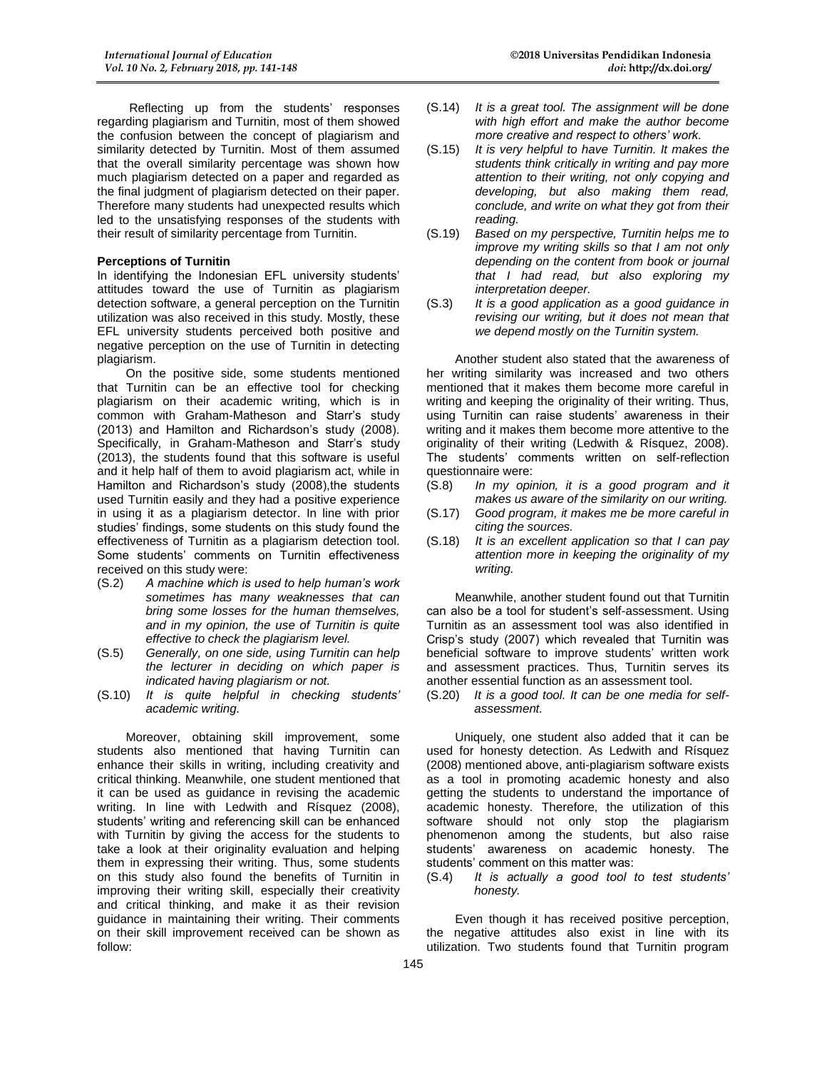Reflecting up from the students' responses regarding plagiarism and Turnitin, most of them showed the confusion between the concept of plagiarism and similarity detected by Turnitin. Most of them assumed that the overall similarity percentage was shown how much plagiarism detected on a paper and regarded as the final judgment of plagiarism detected on their paper. Therefore many students had unexpected results which led to the unsatisfying responses of the students with their result of similarity percentage from Turnitin.

**Perceptions of Turnitin**

In identifying the Indonesian EFL university students' attitudes toward the use of Turnitin as plagiarism detection software, a general perception on the Turnitin utilization was also received in this study. Mostly, these EFL university students perceived both positive and negative perception on the use of Turnitin in detecting plagiarism.

On the positive side, some students mentioned that Turnitin can be an effective tool for checking plagiarism on their academic writing, which is in common with Graham-Matheson and Starr's study (2013) and Hamilton and Richardson's study (2008). Specifically, in Graham-Matheson and Starr's study (2013), the students found that this software is useful and it help half of them to avoid plagiarism act, while in Hamilton and Richardson's study (2008),the students used Turnitin easily and they had a positive experience in using it as a plagiarism detector. In line with prior studies' findings, some students on this study found the effectiveness of Turnitin as a plagiarism detection tool. Some students' comments on Turnitin effectiveness received on this study were:

(S.2) *A machine which is used to help human's work sometimes has many weaknesses that can bring some losses for the human themselves, and in my opinion, the use of Turnitin is quite effective to check the plagiarism level.*

(S.5) *Generally, on one side, using Turnitin can help the lecturer in deciding on which paper is indicated having plagiarism or not.*

(S.10) *It is quite helpful in checking students' academic writing.*

Moreover, obtaining skill improvement, some students also mentioned that having Turnitin can enhance their skills in writing, including creativity and critical thinking. Meanwhile, one student mentioned that it can be used as guidance in revising the academic writing. In line with Ledwith and Rísquez (2008), students' writing and referencing skill can be enhanced with Turnitin by giving the access for the students to take a look at their originality evaluation and helping them in expressing their writing. Thus, some students on this study also found the benefits of Turnitin in improving their writing skill, especially their creativity and critical thinking, and make it as their revision guidance in maintaining their writing. Their comments on their skill improvement received can be shown as follow:

(S.14) *It is a great tool. The assignment will be done with high effort and make the author become more creative and respect to others' work.*

(S.15) *It is very helpful to have Turnitin. It makes the students think critically in writing and pay more attention to their writing, not only copying and developing, but also making them read, conclude, and write on what they got from their reading.*

(S.19) *Based on my perspective, Turnitin helps me to improve my writing skills so that I am not only depending on the content from book or journal that I had read, but also exploring my interpretation deeper.*

(S.3) *It is a good application as a good guidance in revising our writing, but it does not mean that we depend mostly on the Turnitin system.*

Another student also stated that the awareness of her writing similarity was increased and two others mentioned that it makes them become more careful in writing and keeping the originality of their writing. Thus, using Turnitin can raise students' awareness in their writing and it makes them become more attentive to the originality of their writing (Ledwith & Rísquez, 2008). The students' comments written on self-reflection questionnaire were:

(S.8) *In my opinion, it is a good program and it makes us aware of the similarity on our writing.*

(S.17) *Good program, it makes me be more careful in citing the sources.*

(S.18) *It is an excellent application so that I can pay attention more in keeping the originality of my writing.*

Meanwhile, another student found out that Turnitin can also be a tool for student's self-assessment. Using Turnitin as an assessment tool was also identified in Crisp's study (2007) which revealed that Turnitin was beneficial software to improve students' written work and assessment practices. Thus, Turnitin serves its another essential function as an assessment tool.

(S.20) *It is a good tool. It can be one media for self-assessment.*

Uniquely, one student also added that it can be used for honesty detection. As Ledwith and Rísquez (2008) mentioned above, anti-plagiarism software exists as a tool in promoting academic honesty and also getting the students to understand the importance of academic honesty. Therefore, the utilization of this software should not only stop the plagiarism phenomenon among the students, but also raise students' awareness on academic honesty. The students' comment on this matter was:

(S.4) *It is actually a good tool to test students' honesty.*

Even though it has received positive perception, the negative attitudes also exist in line with its utilization. Two students found that Turnitin program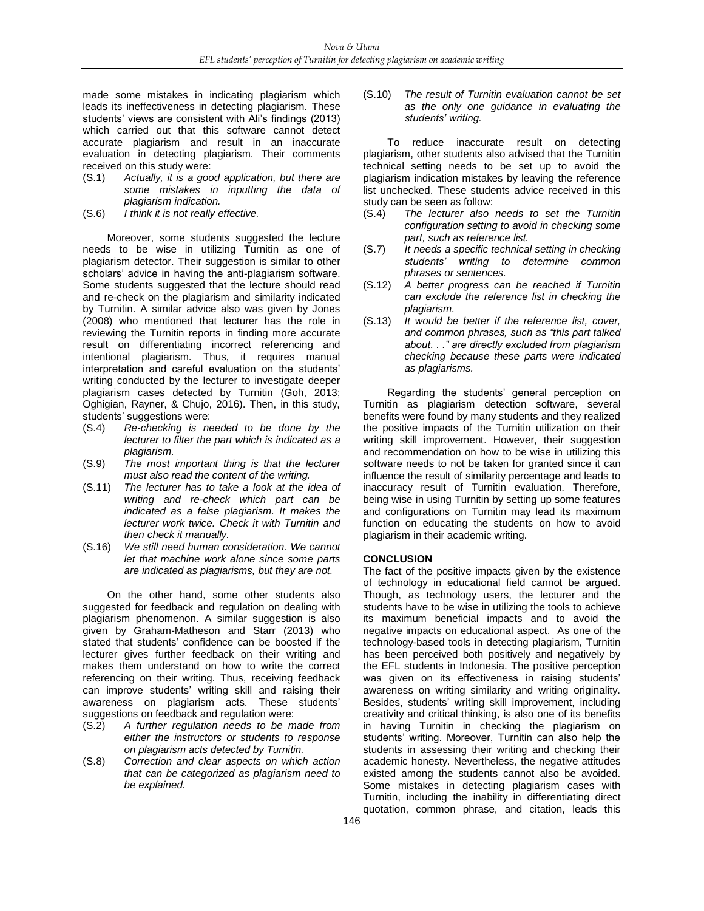made some mistakes in indicating plagiarism which leads its ineffectiveness in detecting plagiarism. These students' views are consistent with Ali's findings (2013) which carried out that this software cannot detect accurate plagiarism and result in an inaccurate evaluation in detecting plagiarism. Their comments received on this study were:

(S.1) *Actually, it is a good application, but there are some mistakes in inputting the data of plagiarism indication.*

(S.6) *I think it is not really effective.*

Moreover, some students suggested the lecture needs to be wise in utilizing Turnitin as one of plagiarism detector. Their suggestion is similar to other scholars' advice in having the anti-plagiarism software. Some students suggested that the lecture should read and re-check on the plagiarism and similarity indicated by Turnitin. A similar advice also was given by Jones (2008) who mentioned that lecturer has the role in reviewing the Turnitin reports in finding more accurate result on differentiating incorrect referencing and intentional plagiarism. Thus, it requires manual interpretation and careful evaluation on the students' writing conducted by the lecturer to investigate deeper plagiarism cases detected by Turnitin (Goh, 2013; Oghigian, Rayner, & Chujo, 2016). Then, in this study, students' suggestions were:

(S.4) *Re-checking is needed to be done by the lecturer to filter the part which is indicated as a plagiarism.*

(S.9) *The most important thing is that the lecturer must also read the content of the writing.*

(S.11) *The lecturer has to take a look at the idea of writing and re-check which part can be indicated as a false plagiarism. It makes the lecturer work twice. Check it with Turnitin and then check it manually.*

(S.16) *We still need human consideration. We cannot let that machine work alone since some parts are indicated as plagiarisms, but they are not.*

On the other hand, some other students also suggested for feedback and regulation on dealing with plagiarism phenomenon. A similar suggestion is also given by Graham-Matheson and Starr (2013) who stated that students' confidence can be boosted if the lecturer gives further feedback on their writing and makes them understand on how to write the correct referencing on their writing. Thus, receiving feedback can improve students' writing skill and raising their awareness on plagiarism acts. These students' suggestions on feedback and regulation were:

(S.2) *A further regulation needs to be made from either the instructors or students to response on plagiarism acts detected by Turnitin.*

(S.8) *Correction and clear aspects on which action that can be categorized as plagiarism need to be explained.*

(S.10) *The result of Turnitin evaluation cannot be set as the only one guidance in evaluating the students' writing.*

To reduce inaccurate result on detecting plagiarism, other students also advised that the Turnitin technical setting needs to be set up to avoid the plagiarism indication mistakes by leaving the reference list unchecked. These students advice received in this study can be seen as follow:

(S.4) *The lecturer also needs to set the Turnitin configuration setting to avoid in checking some part, such as reference list.*

(S.7) *It needs a specific technical setting in checking students' writing to determine common phrases or sentences.*

(S.12) *A better progress can be reached if Turnitin can exclude the reference list in checking the plagiarism.*

(S.13) *It would be better if the reference list, cover, and common phrases, such as "this part talked about. . ." are directly excluded from plagiarism checking because these parts were indicated as plagiarisms.*

Regarding the students' general perception on Turnitin as plagiarism detection software, several benefits were found by many students and they realized the positive impacts of the Turnitin utilization on their writing skill improvement. However, their suggestion and recommendation on how to be wise in utilizing this software needs to not be taken for granted since it can influence the result of similarity percentage and leads to inaccuracy result of Turnitin evaluation. Therefore, being wise in using Turnitin by setting up some features and configurations on Turnitin may lead its maximum function on educating the students on how to avoid plagiarism in their academic writing.

## CONCLUSION

The fact of the positive impacts given by the existence of technology in educational field cannot be argued. Though, as technology users, the lecturer and the students have to be wise in utilizing the tools to achieve its maximum beneficial impacts and to avoid the negative impacts on educational aspect. As one of the technology-based tools in detecting plagiarism, Turnitin has been perceived both positively and negatively by the EFL students in Indonesia. The positive perception was given on its effectiveness in raising students' awareness on writing similarity and writing originality. Besides, students' writing skill improvement, including creativity and critical thinking, is also one of its benefits in having Turnitin in checking the plagiarism on students' writing. Moreover, Turnitin can also help the students in assessing their writing and checking their academic honesty. Nevertheless, the negative attitudes existed among the students cannot also be avoided. Some mistakes in detecting plagiarism cases with Turnitin, including the inability in differentiating direct quotation, common phrase, and citation, leads this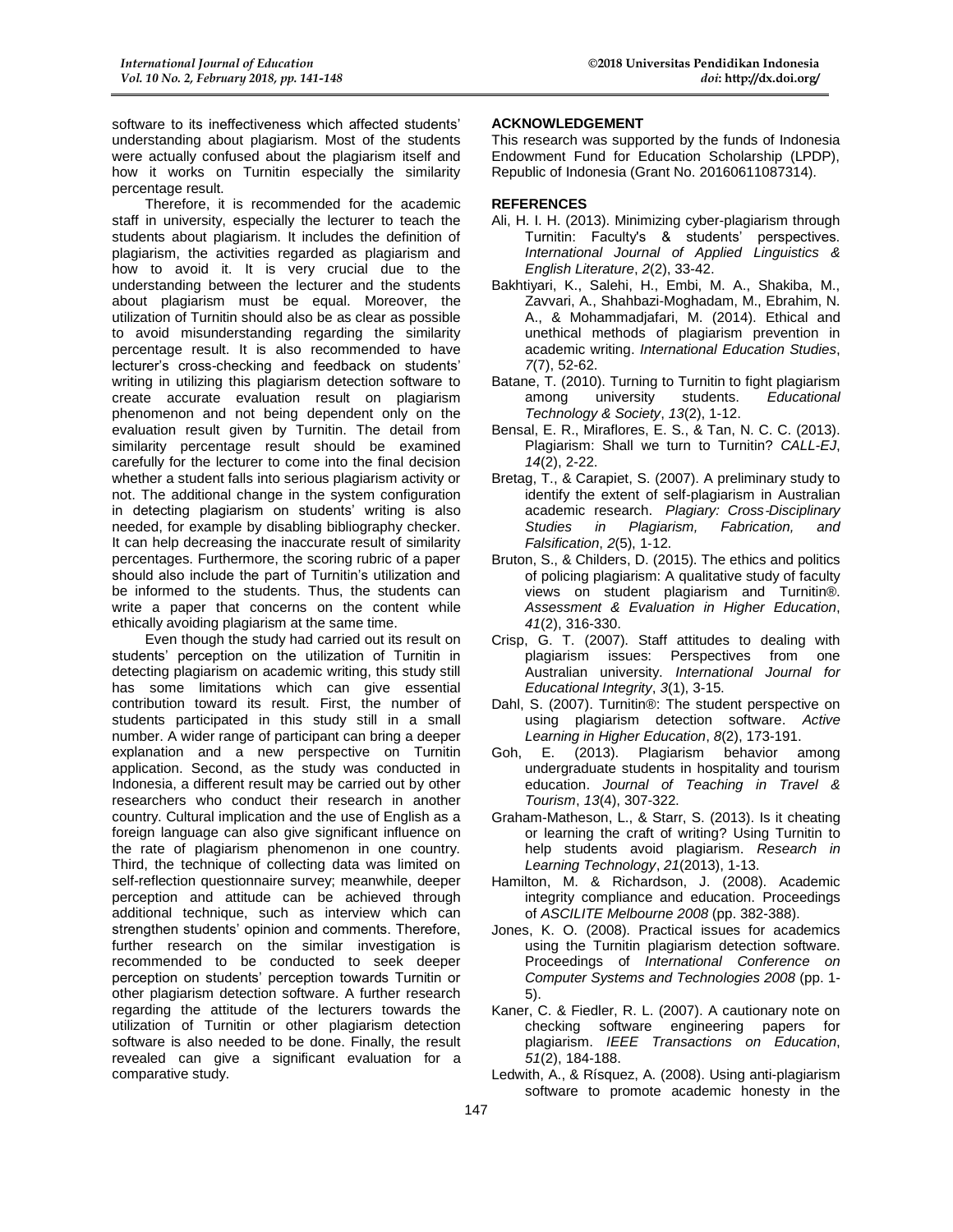software to its ineffectiveness which affected students' understanding about plagiarism. Most of the students were actually confused about the plagiarism itself and how it works on Turnitin especially the similarity percentage result.

Therefore, it is recommended for the academic staff in university, especially the lecturer to teach the students about plagiarism. It includes the definition of plagiarism, the activities regarded as plagiarism and how to avoid it. It is very crucial due to the understanding between the lecturer and the students about plagiarism must be equal. Moreover, the utilization of Turnitin should also be as clear as possible to avoid misunderstanding regarding the similarity percentage result. It is also recommended to have lecturer's cross-checking and feedback on students' writing in utilizing this plagiarism detection software to create accurate evaluation result on plagiarism phenomenon and not being dependent only on the evaluation result given by Turnitin. The detail from similarity percentage result should be examined carefully for the lecturer to come into the final decision whether a student falls into serious plagiarism activity or not. The additional change in the system configuration in detecting plagiarism on students' writing is also needed, for example by disabling bibliography checker. It can help decreasing the inaccurate result of similarity percentages. Furthermore, the scoring rubric of a paper should also include the part of Turnitin's utilization and be informed to the students. Thus, the students can write a paper that concerns on the content while ethically avoiding plagiarism at the same time.

Even though the study had carried out its result on students' perception on the utilization of Turnitin in detecting plagiarism on academic writing, this study still has some limitations which can give essential contribution toward its result. First, the number of students participated in this study still in a small number. A wider range of participant can bring a deeper explanation and a new perspective on Turnitin application. Second, as the study was conducted in Indonesia, a different result may be carried out by other researchers who conduct their research in another country. Cultural implication and the use of English as a foreign language can also give significant influence on the rate of plagiarism phenomenon in one country. Third, the technique of collecting data was limited on self-reflection questionnaire survey; meanwhile, deeper perception and attitude can be achieved through additional technique, such as interview which can strengthen students' opinion and comments. Therefore, further research on the similar investigation is recommended to be conducted to seek deeper perception on students' perception towards Turnitin or other plagiarism detection software. A further research regarding the attitude of the lecturers towards the utilization of Turnitin or other plagiarism detection software is also needed to be done. Finally, the result revealed can give a significant evaluation for a comparative study.

## ACKNOWLEDGEMENT

This research was supported by the funds of Indonesia Endowment Fund for Education Scholarship (LPDP), Republic of Indonesia (Grant No. 20160611087314).

## REFERENCES

Ali, H. I. H. (2013). Minimizing cyber-plagiarism through Turnitin: Faculty's & students' perspectives. *International Journal of Applied Linguistics & English Literature*, *2*(2), 33-42.

Bakhtiyari, K., Salehi, H., Embi, M. A., Shakiba, M., Zavvari, A., Shahbazi-Moghadam, M., Ebrahim, N. A., & Mohammadjafari, M. (2014). Ethical and unethical methods of plagiarism prevention in academic writing. *International Education Studies*, *7*(7), 52-62.

Batane, T. (2010). Turning to Turnitin to fight plagiarism among university students. *Educational Technology & Society*, *13*(2), 1-12.

Bensal, E. R., Miraflores, E. S., & Tan, N. C. C. (2013). Plagiarism: Shall we turn to Turnitin? *CALL-EJ*, *14*(2), 2-22.

Bretag, T., & Carapiet, S. (2007). A preliminary study to identify the extent of self-plagiarism in Australian academic research. *Plagiary: Cross-Disciplinary Studies in Plagiarism, Fabrication, and Falsification*, *2*(5), 1-12.

Bruton, S., & Childers, D. (2015). The ethics and politics of policing plagiarism: A qualitative study of faculty views on student plagiarism and Turnitin®. *Assessment & Evaluation in Higher Education*, *41*(2), 316-330.

Crisp, G. T. (2007). Staff attitudes to dealing with plagiarism issues: Perspectives from one Australian university. *International Journal for Educational Integrity*, *3*(1), 3-15.

Dahl, S. (2007). Turnitin®: The student perspective on using plagiarism detection software. *Active Learning in Higher Education*, *8*(2), 173-191.

Goh, E. (2013). Plagiarism behavior among undergraduate students in hospitality and tourism education. *Journal of Teaching in Travel & Tourism*, *13*(4), 307-322.

Graham-Matheson, L., & Starr, S. (2013). Is it cheating or learning the craft of writing? Using Turnitin to help students avoid plagiarism. *Research in Learning Technology*, *21*(2013), 1-13.

Hamilton, M. & Richardson, J. (2008). Academic integrity compliance and education. Proceedings of *ASCILITE Melbourne 2008* (pp. 382-388).

Jones, K. O. (2008). Practical issues for academics using the Turnitin plagiarism detection software. Proceedings of *International Conference on Computer Systems and Technologies 2008* (pp. 1-5).

Kaner, C. & Fiedler, R. L. (2007). A cautionary note on checking software engineering papers for plagiarism. *IEEE Transactions on Education*, *51*(2), 184-188.

Ledwith, A., & Rísquez, A. (2008). Using anti-plagiarism software to promote academic honesty in the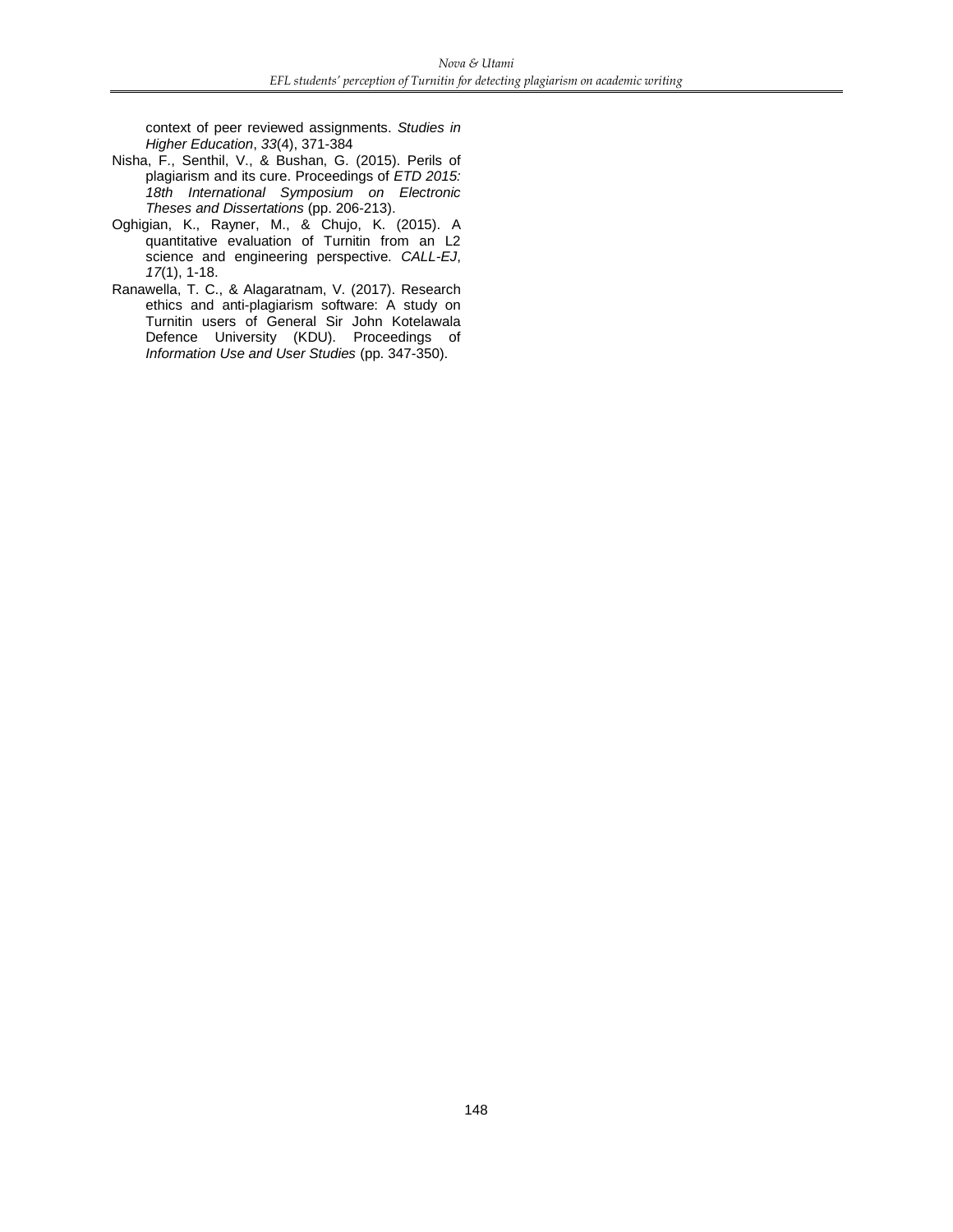context of peer reviewed assignments. *Studies in Higher Education*, *33*(4), 371-384

Nisha, F., Senthil, V., & Bushan, G. (2015). Perils of plagiarism and its cure. Proceedings of *ETD 2015: 18th International Symposium on Electronic Theses and Dissertations* (pp. 206-213).

Oghigian, K., Rayner, M., & Chujo, K. (2015). A quantitative evaluation of Turnitin from an L2 science and engineering perspective. *CALL-EJ*, *17*(1), 1-18.

Ranawella, T. C., & Alagaratnam, V. (2017). Research ethics and anti-plagiarism software: A study on Turnitin users of General Sir John Kotelawala Defence University (KDU). Proceedings of *Information Use and User Studies* (pp. 347-350).